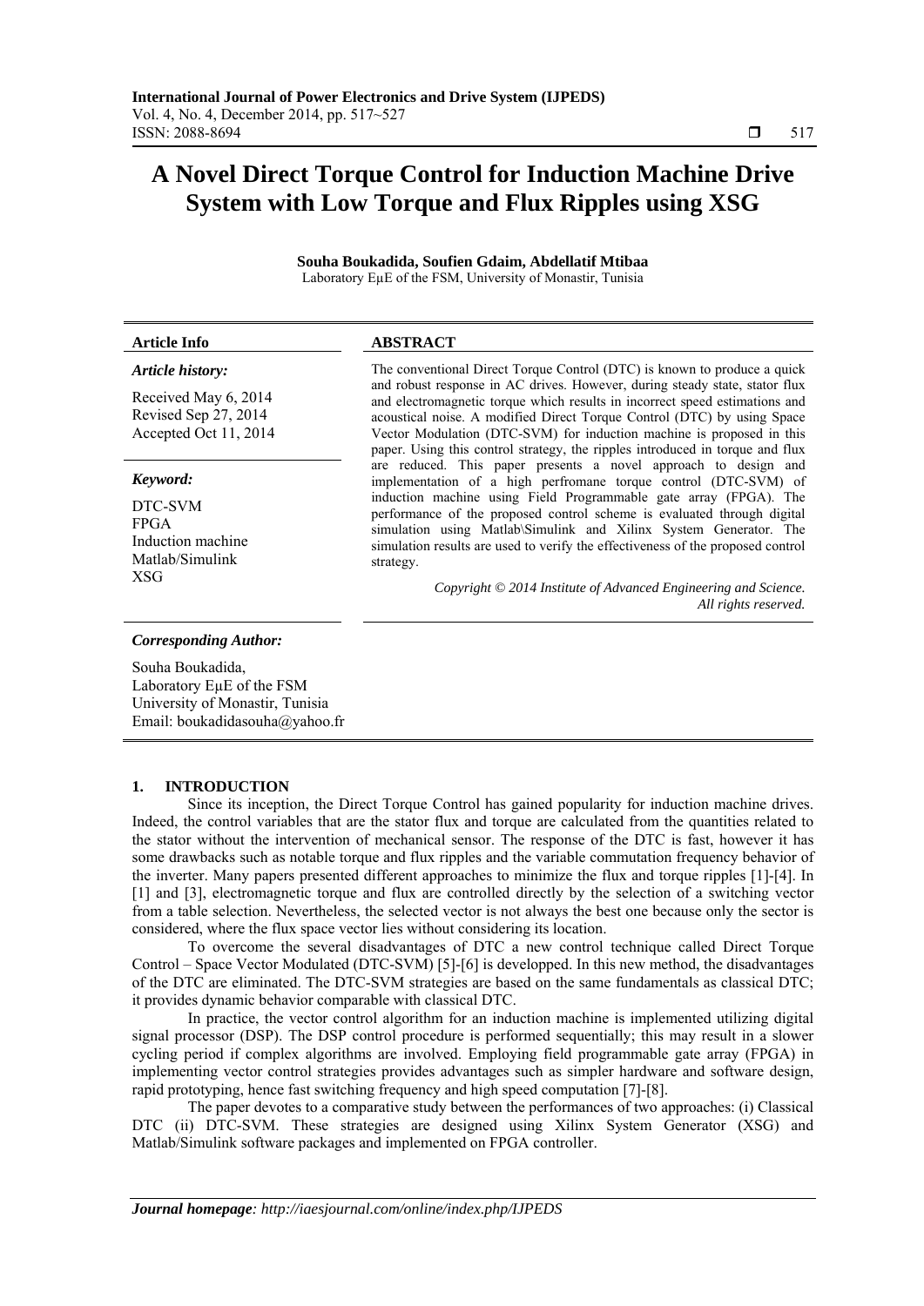# A Novel Direct Torque Control for Induction Machine Drive System with Low Torque and Flux Ripples using XSG

**Souha Boukadida, Soufien Gdaim, Abdellatif Mtibaa**

Laboratory EµE of the FSM, University of Monastir, Tunisia

| Article Info | ABSTRACT |
|---|---|
| *Article history:*<br><br>Received May 6, 2014<br>Revised Sep 27, 2014<br>Accepted Oct 11, 2014<br><br>*Keyword:*<br><br>DTC-SVM<br>FPGA<br>Induction machine<br>Matlab/Simulink<br>XSG | The conventional Direct Torque Control (DTC) is known to produce a quick and robust response in AC drives. However, during steady state, stator flux and electromagnetic torque which results in incorrect speed estimations and acoustical noise. A modified Direct Torque Control (DTC) by using Space Vector Modulation (DTC-SVM) for induction machine is proposed in this paper. Using this control strategy, the ripples introduced in torque and flux are reduced. This paper presents a novel approach to design and implementation of a high perfromane torque control (DTC-SVM) of induction machine using Field Programmable gate array (FPGA). The performance of the proposed control scheme is evaluated through digital simulation using Matlab\Simulink and Xilinx System Generator. The simulation results are used to verify the effectiveness of the proposed control strategy.<br><br>*Copyright © 2014 Institute of Advanced Engineering and Science. All rights reserved.* |

***Corresponding Author:***

Souha Boukadida,
Laboratory EµE of the FSM
University of Monastir, Tunisia
Email: boukadidasouha@yahoo.fr

## 1. INTRODUCTION

Since its inception, the Direct Torque Control has gained popularity for induction machine drives. Indeed, the control variables that are the stator flux and torque are calculated from the quantities related to the stator without the intervention of mechanical sensor. The response of the DTC is fast, however it has some drawbacks such as notable torque and flux ripples and the variable commutation frequency behavior of the inverter. Many papers presented different approaches to minimize the flux and torque ripples [1]-[4]. In [1] and [3], electromagnetic torque and flux are controlled directly by the selection of a switching vector from a table selection. Nevertheless, the selected vector is not always the best one because only the sector is considered, where the flux space vector lies without considering its location.

To overcome the several disadvantages of DTC a new control technique called Direct Torque Control – Space Vector Modulated (DTC-SVM) [5]-[6] is developped. In this new method, the disadvantages of the DTC are eliminated. The DTC-SVM strategies are based on the same fundamentals as classical DTC; it provides dynamic behavior comparable with classical DTC.

In practice, the vector control algorithm for an induction machine is implemented utilizing digital signal processor (DSP). The DSP control procedure is performed sequentially; this may result in a slower cycling period if complex algorithms are involved. Employing field programmable gate array (FPGA) in implementing vector control strategies provides advantages such as simpler hardware and software design, rapid prototyping, hence fast switching frequency and high speed computation [7]-[8].

The paper devotes to a comparative study between the performances of two approaches: (i) Classical DTC (ii) DTC-SVM. These strategies are designed using Xilinx System Generator (XSG) and Matlab/Simulink software packages and implemented on FPGA controller.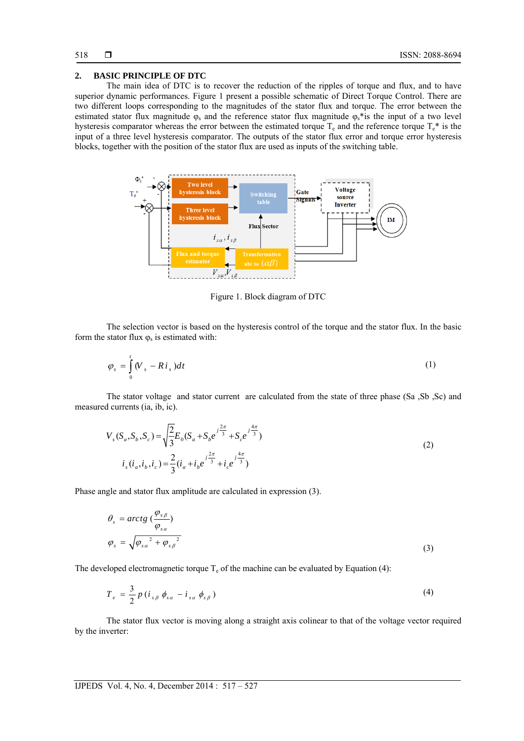## 2. BASIC PRINCIPLE OF DTC

The main idea of DTC is to recover the reduction of the ripples of torque and flux, and to have superior dynamic performances. Figure 1 present a possible schematic of Direct Torque Control. There are two different loops corresponding to the magnitudes of the stator flux and torque. The error between the estimated stator flux magnitude $\varphi_s$ and the reference stator flux magnitude $\varphi_s$*is the input of a two level hysteresis comparator whereas the error between the estimated torque $T_e$ and the reference torque $T_e$* is the input of a three level hysteresis comparator. The outputs of the stator flux error and torque error hysteresis blocks, together with the position of the stator flux are used as inputs of the switching table.

Figure 1. Block diagram of DTC

The selection vector is based on the hysteresis control of the torque and the stator flux. In the basic form the stator flux $\varphi_s$ is estimated with:

$$\varphi_s = \int_0^t (V_s - R i_s) dt \tag{1}$$

The stator voltage  and stator current  are calculated from the state of three phase (Sa ,Sb ,Sc) and measured currents (ia, ib, ic).

$$V_s(S_a, S_b, S_c) = \sqrt{\frac{2}{3}} E_0 (S_a + S_b e^{j\frac{2\pi}{3}} + S_c e^{j\frac{4\pi}{3}})$$
$$i_s(i_a, i_b, i_c) = \frac{2}{3}(i_a + i_b e^{j\frac{2\pi}{3}} + i_c e^{j\frac{4\pi}{3}}) \tag{2}$$

Phase angle and stator flux amplitude are calculated in expression (3).

$$\theta_s = arctg\left(\frac{\varphi_{s\beta}}{\varphi_{s\alpha}}\right)$$
$$\varphi_s = \sqrt{\varphi_{s\alpha}^2 + \varphi_{s\beta}^2} \tag{3}$$

The developed electromagnetic torque $T_e$ of the machine can be evaluated by Equation (4):

$$T_e = \frac{3}{2} p (i_{s\beta} \phi_{s\alpha} - i_{s\alpha} \phi_{s\beta}) \tag{4}$$

The stator flux vector is moving along a straight axis colinear to that of the voltage vector required by the inverter: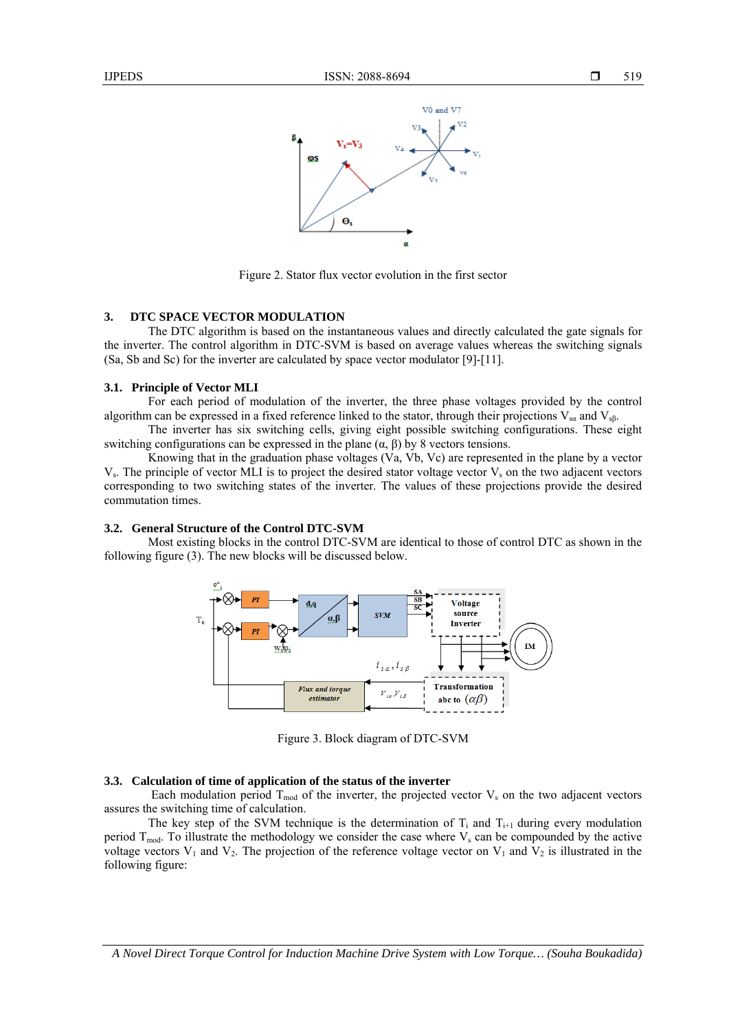Figure 2. Stator flux vector evolution in the first sector

## 3. DTC SPACE VECTOR MODULATION

The DTC algorithm is based on the instantaneous values and directly calculated the gate signals for the inverter. The control algorithm in DTC-SVM is based on average values whereas the switching signals (Sa, Sb and Sc) for the inverter are calculated by space vector modulator [9]-[11].

### 3.1. Principle of Vector MLI

For each period of modulation of the inverter, the three phase voltages provided by the control algorithm can be expressed in a fixed reference linked to the stator, through their projections $V_{s\alpha}$ and $V_{s\beta}$.

The inverter has six switching cells, giving eight possible switching configurations. These eight switching configurations can be expressed in the plane ($\alpha$, $\beta$) by 8 vectors tensions.

Knowing that in the graduation phase voltages (Va, Vb, Vc) are represented in the plane by a vector $V_s$. The principle of vector MLI is to project the desired stator voltage vector $V_s$ on the two adjacent vectors corresponding to two switching states of the inverter. The values of these projections provide the desired commutation times.

### 3.2. General Structure of the Control DTC-SVM

Most existing blocks in the control DTC-SVM are identical to those of control DTC as shown in the following figure (3). The new blocks will be discussed below.

Figure 3. Block diagram of DTC-SVM

### 3.3. Calculation of time of application of the status of the inverter

Each modulation period $T_{mod}$ of the inverter, the projected vector $V_s$ on the two adjacent vectors assures the switching time of calculation.

The key step of the SVM technique is the determination of $T_i$ and $T_{i+1}$ during every modulation period $T_{mod}$. To illustrate the methodology we consider the case where $V_s$ can be compounded by the active voltage vectors $V_1$ and $V_2$. The projection of the reference voltage vector on $V_1$ and $V_2$ is illustrated in the following figure: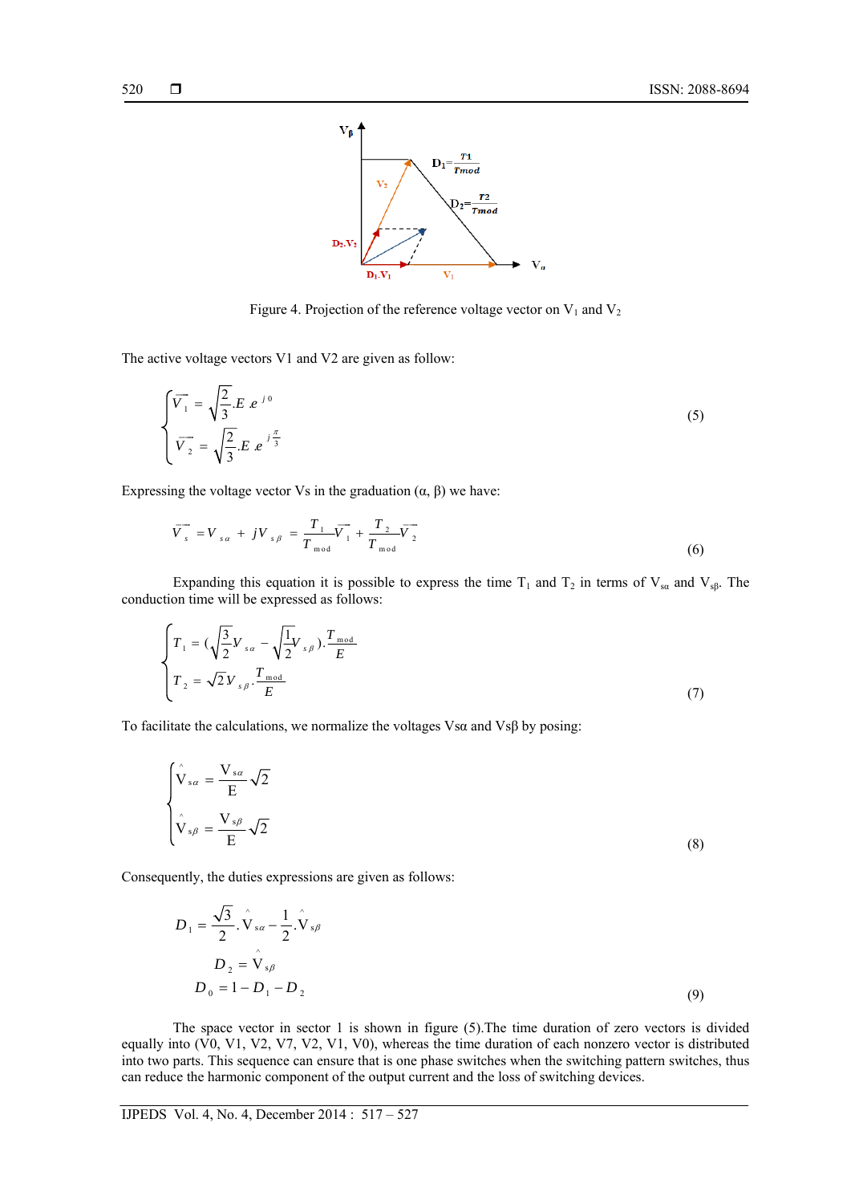Figure 4. Projection of the reference voltage vector on $V_1$ and $V_2$

The active voltage vectors V1 and V2 are given as follow:

$$\begin{cases} \overrightarrow{V_1} = \sqrt{\dfrac{2}{3}}.E.e^{j0} \\ \overrightarrow{V_2} = \sqrt{\dfrac{2}{3}}.E.e^{j\frac{\pi}{3}} \end{cases} \tag{5}$$

Expressing the voltage vector Vs in the graduation (α, β) we have:

$$\overrightarrow{V_s} = V_{s\alpha} + jV_{s\beta} = \frac{T_1}{T_{mod}}\overrightarrow{V_1} + \frac{T_2}{T_{mod}}\overrightarrow{V_2} \tag{6}$$

Expanding this equation it is possible to express the time $T_1$ and $T_2$ in terms of $V_{s\alpha}$ and $V_{s\beta}$. The conduction time will be expressed as follows:

$$\begin{cases} T_1 = (\sqrt{\dfrac{3}{2}}V_{s\alpha} - \sqrt{\dfrac{1}{2}}V_{s\beta}).\dfrac{T_{mod}}{E} \\ T_2 = \sqrt{2}V_{s\beta}.\dfrac{T_{mod}}{E} \end{cases} \tag{7}$$

To facilitate the calculations, we normalize the voltages Vsα and Vsβ by posing:

$$\begin{cases} \hat{V}_{s\alpha} = \dfrac{V_{s\alpha}}{E}\sqrt{2} \\ \hat{V}_{s\beta} = \dfrac{V_{s\beta}}{E}\sqrt{2} \end{cases} \tag{8}$$

Consequently, the duties expressions are given as follows:

$$D_1 = \frac{\sqrt{3}}{2}.\hat{V}_{s\alpha} - \frac{1}{2}.\hat{V}_{s\beta}$$
$$D_2 = \hat{V}_{s\beta}$$
$$D_0 = 1 - D_1 - D_2 \tag{9}$$

The space vector in sector 1 is shown in figure (5).The time duration of zero vectors is divided equally into (V0, V1, V2, V7, V2, V1, V0), whereas the time duration of each nonzero vector is distributed into two parts. This sequence can ensure that is one phase switches when the switching pattern switches, thus can reduce the harmonic component of the output current and the loss of switching devices.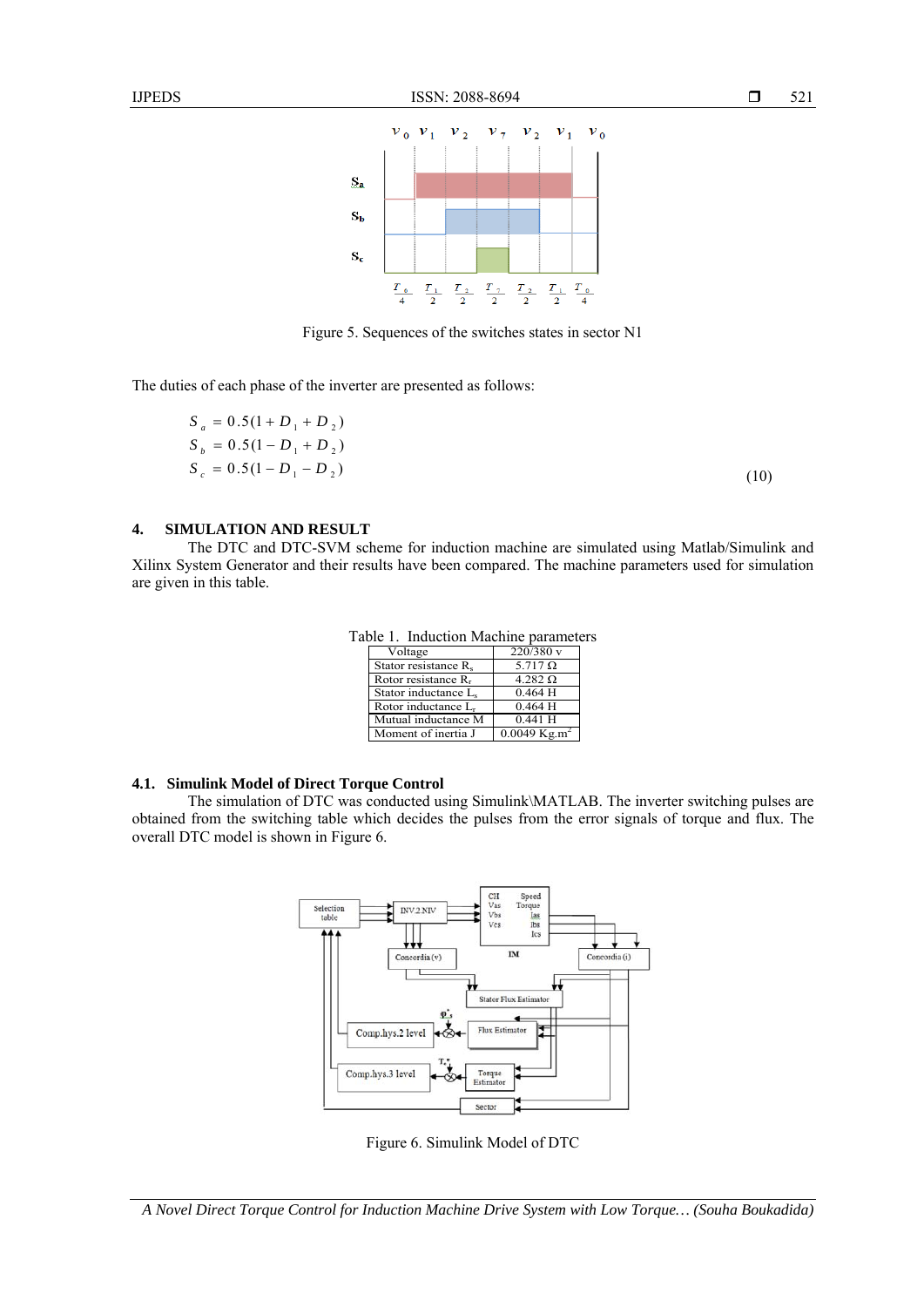Figure 5. Sequences of the switches states in sector N1

The duties of each phase of the inverter are presented as follows:

$$
\begin{aligned}
S_a &= 0.5(1 + D_1 + D_2) \\
S_b &= 0.5(1 - D_1 + D_2) \\
S_c &= 0.5(1 - D_1 - D_2)
\end{aligned}
\tag{10}
$$

## 4. SIMULATION AND RESULT

The DTC and DTC-SVM scheme for induction machine are simulated using Matlab/Simulink and Xilinx System Generator and their results have been compared. The machine parameters used for simulation are given in this table.

Table 1. Induction Machine parameters

| Voltage | 220/380 v |
|---|---|
| Stator resistance $R_s$ | 5.717 Ω |
| Rotor resistance $R_r$ | 4.282 Ω |
| Stator inductance $L_s$ | 0.464 H |
| Rotor inductance $L_r$ | 0.464 H |
| Mutual inductance M | 0.441 H |
| Moment of inertia J | 0.0049 Kg.m$^2$ |

### 4.1. Simulink Model of Direct Torque Control

The simulation of DTC was conducted using Simulink\MATLAB. The inverter switching pulses are obtained from the switching table which decides the pulses from the error signals of torque and flux. The overall DTC model is shown in Figure 6.

Figure 6. Simulink Model of DTC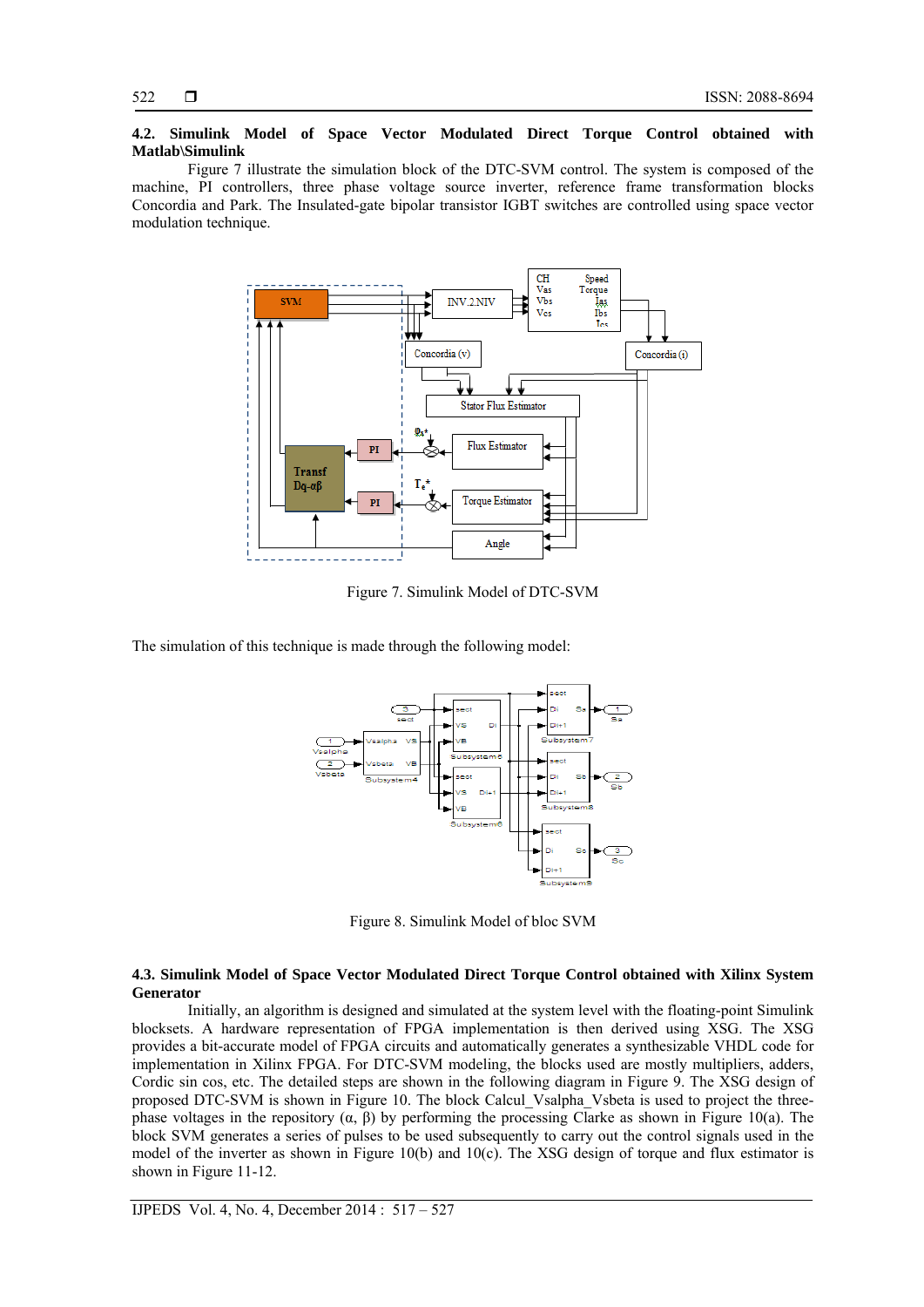### 4.2. Simulink Model of Space Vector Modulated Direct Torque Control obtained with Matlab\Simulink

Figure 7 illustrate the simulation block of the DTC-SVM control. The system is composed of the machine, PI controllers, three phase voltage source inverter, reference frame transformation blocks Concordia and Park. The Insulated-gate bipolar transistor IGBT switches are controlled using space vector modulation technique.

Figure 7. Simulink Model of DTC-SVM

The simulation of this technique is made through the following model:

Figure 8. Simulink Model of bloc SVM

### 4.3. Simulink Model of Space Vector Modulated Direct Torque Control obtained with Xilinx System Generator

Initially, an algorithm is designed and simulated at the system level with the floating-point Simulink blocksets. A hardware representation of FPGA implementation is then derived using XSG. The XSG provides a bit-accurate model of FPGA circuits and automatically generates a synthesizable VHDL code for implementation in Xilinx FPGA. For DTC-SVM modeling, the blocks used are mostly multipliers, adders, Cordic sin cos, etc. The detailed steps are shown in the following diagram in Figure 9. The XSG design of proposed DTC-SVM is shown in Figure 10. The block Calcul_Vsalpha_Vsbeta is used to project the three-phase voltages in the repository ($\alpha$, $\beta$) by performing the processing Clarke as shown in Figure 10(a). The block SVM generates a series of pulses to be used subsequently to carry out the control signals used in the model of the inverter as shown in Figure 10(b) and 10(c). The XSG design of torque and flux estimator is shown in Figure 11-12.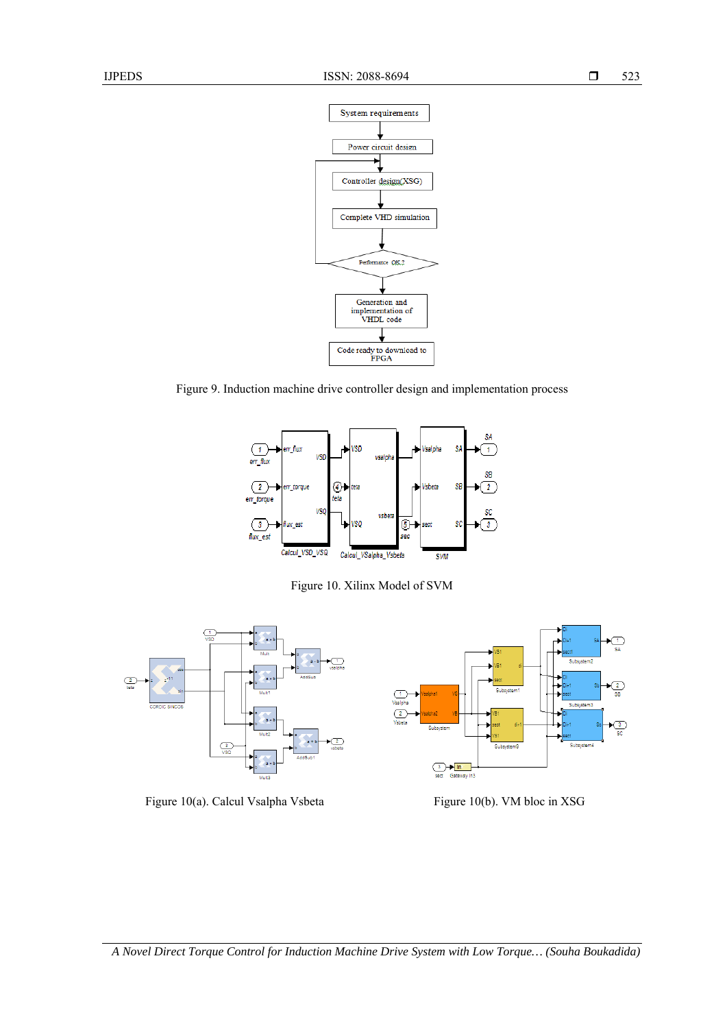Figure 9. Induction machine drive controller design and implementation process

Figure 10. Xilinx Model of SVM

Figure 10(a). Calcul Vsalpha Vsbeta

Figure 10(b). VM bloc in XSG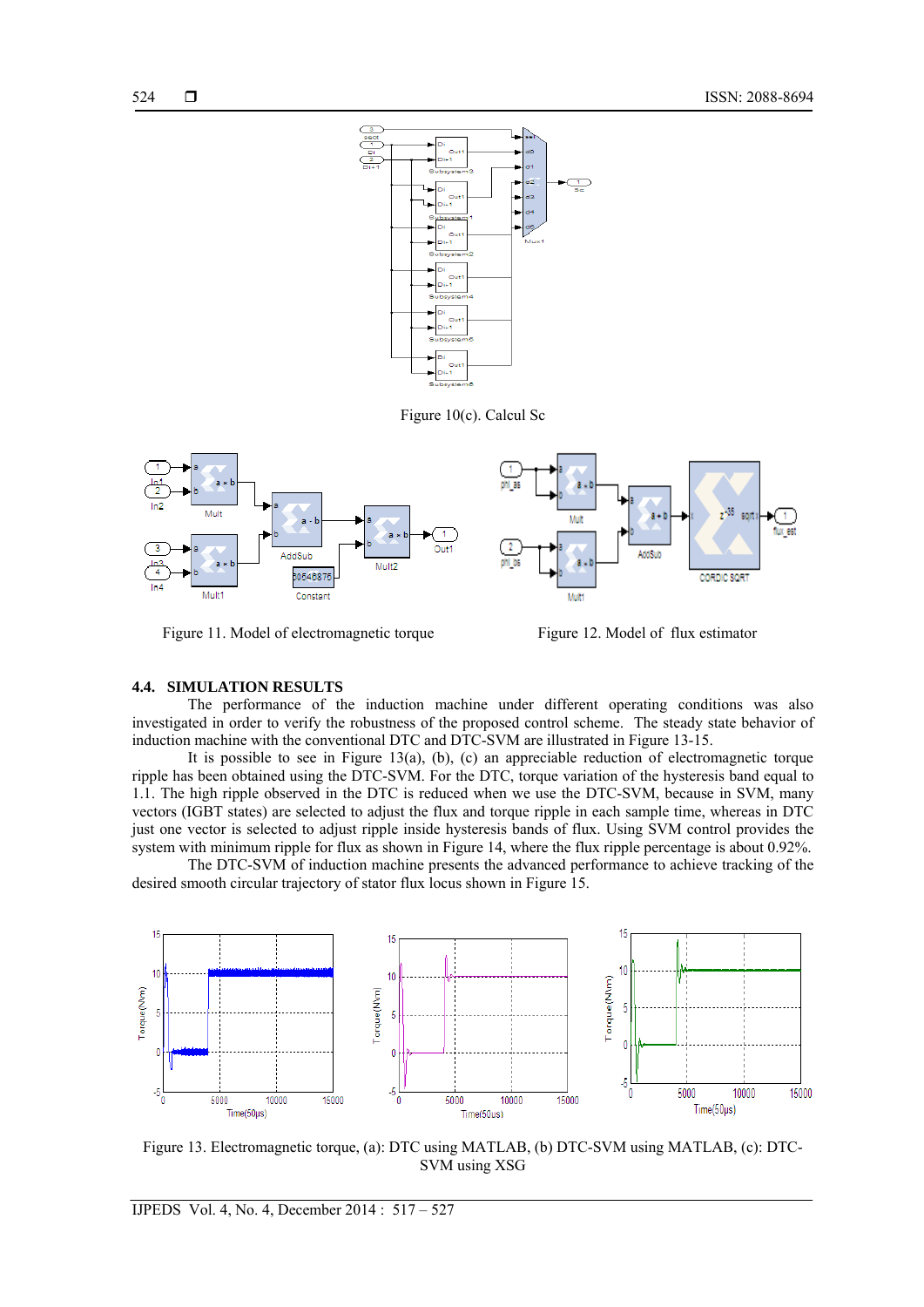Figure 10(c). Calcul Sc

Figure 11. Model of electromagnetic torque

Figure 12. Model of flux estimator

### 4.4. SIMULATION RESULTS

The performance of the induction machine under different operating conditions was also investigated in order to verify the robustness of the proposed control scheme. The steady state behavior of induction machine with the conventional DTC and DTC-SVM are illustrated in Figure 13-15.

It is possible to see in Figure 13(a), (b), (c) an appreciable reduction of electromagnetic torque ripple has been obtained using the DTC-SVM. For the DTC, torque variation of the hysteresis band equal to 1.1. The high ripple observed in the DTC is reduced when we use the DTC-SVM, because in SVM, many vectors (IGBT states) are selected to adjust the flux and torque ripple in each sample time, whereas in DTC just one vector is selected to adjust ripple inside hysteresis bands of flux. Using SVM control provides the system with minimum ripple for flux as shown in Figure 14, where the flux ripple percentage is about 0.92%.

The DTC-SVM of induction machine presents the advanced performance to achieve tracking of the desired smooth circular trajectory of stator flux locus shown in Figure 15.

Figure 13. Electromagnetic torque, (a): DTC using MATLAB, (b) DTC-SVM using MATLAB, (c): DTC-SVM using XSG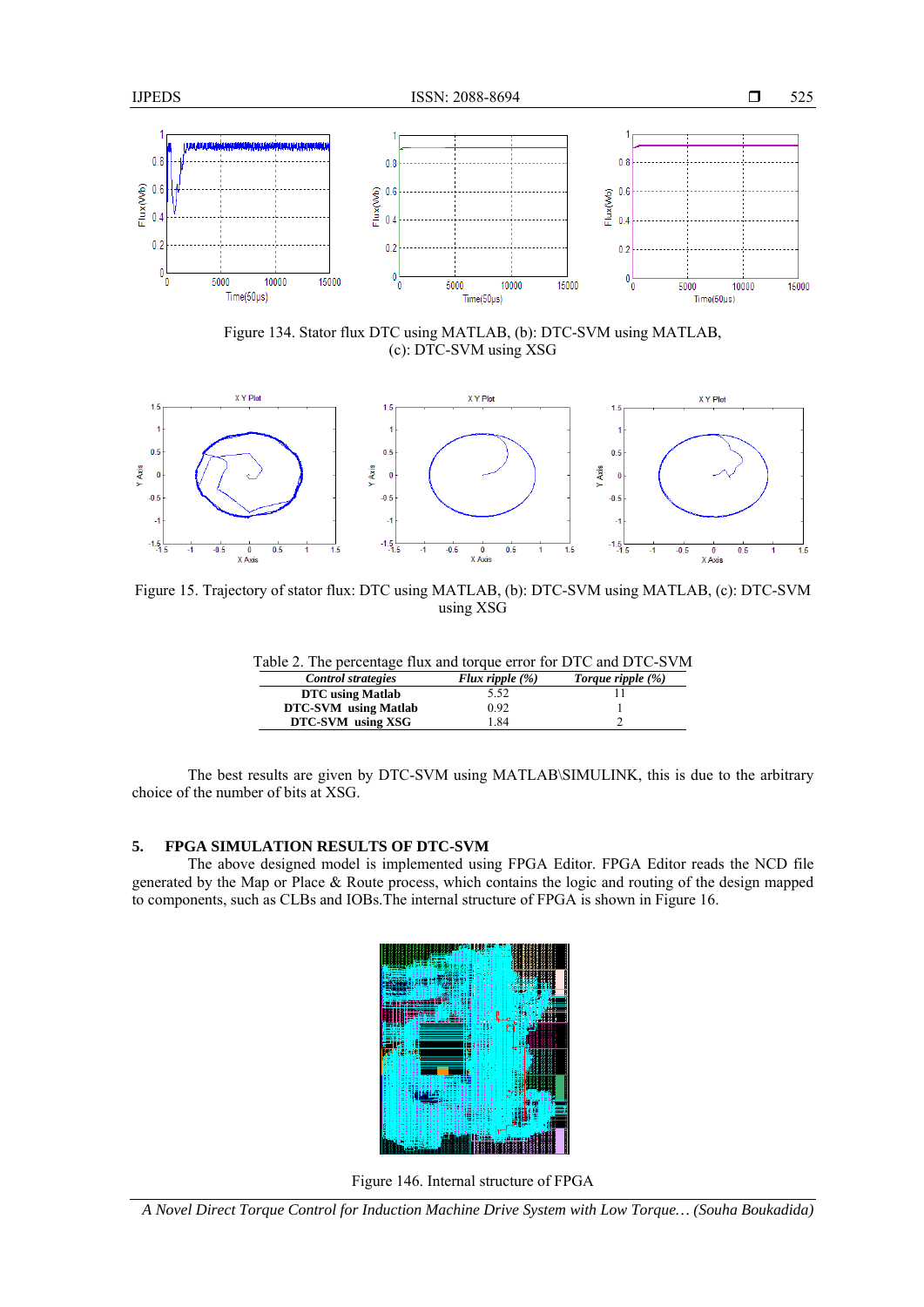Figure 134. Stator flux DTC using MATLAB, (b): DTC-SVM using MATLAB, (c): DTC-SVM using XSG

Figure 15. Trajectory of stator flux: DTC using MATLAB, (b): DTC-SVM using MATLAB, (c): DTC-SVM using XSG

Table 2. The percentage flux and torque error for DTC and DTC-SVM

| *Control strategies* | *Flux ripple (%)* | *Torque ripple (%)* |
|---|---|---|
| **DTC using Matlab** | 5.52 | 11 |
| **DTC-SVM using Matlab** | 0.92 | 1 |
| **DTC-SVM using XSG** | 1.84 | 2 |

The best results are given by DTC-SVM using MATLAB\SIMULINK, this is due to the arbitrary choice of the number of bits at XSG.

## 5. FPGA SIMULATION RESULTS OF DTC-SVM

The above designed model is implemented using FPGA Editor. FPGA Editor reads the NCD file generated by the Map or Place & Route process, which contains the logic and routing of the design mapped to components, such as CLBs and IOBs.The internal structure of FPGA is shown in Figure 16.

Figure 146. Internal structure of FPGA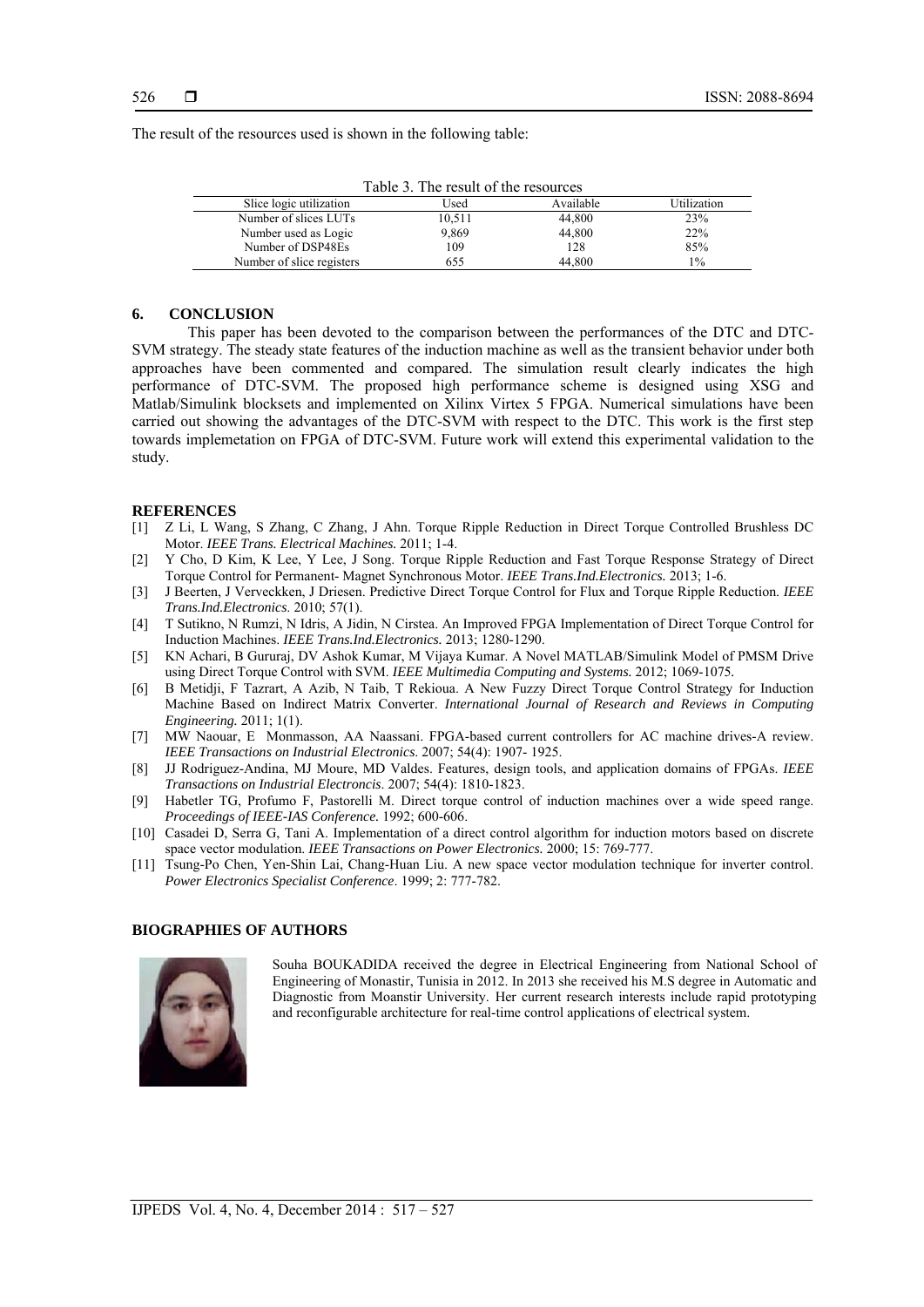The result of the resources used is shown in the following table:

Table 3. The result of the resources

| Slice logic utilization | Used | Available | Utilization |
|---|---|---|---|
| Number of slices LUTs | 10,511 | 44,800 | 23% |
| Number used as Logic | 9,869 | 44,800 | 22% |
| Number of DSP48Es | 109 | 128 | 85% |
| Number of slice registers | 655 | 44,800 | 1% |

## 6. CONCLUSION

This paper has been devoted to the comparison between the performances of the DTC and DTC-SVM strategy. The steady state features of the induction machine as well as the transient behavior under both approaches have been commented and compared. The simulation result clearly indicates the high performance of DTC-SVM. The proposed high performance scheme is designed using XSG and Matlab/Simulink blocksets and implemented on Xilinx Virtex 5 FPGA. Numerical simulations have been carried out showing the advantages of the DTC-SVM with respect to the DTC. This work is the first step towards implemetation on FPGA of DTC-SVM. Future work will extend this experimental validation to the study.

## REFERENCES

[1] Z Li, L Wang, S Zhang, C Zhang, J Ahn. Torque Ripple Reduction in Direct Torque Controlled Brushless DC Motor. *IEEE Trans. Electrical Machines.* 2011; 1-4.

[2] Y Cho, D Kim, K Lee, Y Lee, J Song. Torque Ripple Reduction and Fast Torque Response Strategy of Direct Torque Control for Permanent- Magnet Synchronous Motor. *IEEE Trans.Ind.Electronics.* 2013; 1-6.

[3] J Beerten, J Verveckken, J Driesen. Predictive Direct Torque Control for Flux and Torque Ripple Reduction. *IEEE Trans.Ind.Electronics.* 2010; 57(1).

[4] T Sutikno, N Rumzi, N Idris, A Jidin, N Cirstea. An Improved FPGA Implementation of Direct Torque Control for Induction Machines. *IEEE Trans.Ind.Electronics.* 2013; 1280-1290.

[5] KN Achari, B Gururaj, DV Ashok Kumar, M Vijaya Kumar. A Novel MATLAB/Simulink Model of PMSM Drive using Direct Torque Control with SVM. *IEEE Multimedia Computing and Systems.* 2012; 1069-1075.

[6] B Metidji, F Tazrart, A Azib, N Taib, T Rekioua. A New Fuzzy Direct Torque Control Strategy for Induction Machine Based on Indirect Matrix Converter. *International Journal of Research and Reviews in Computing Engineering.* 2011; 1(1).

[7] MW Naouar, E Monmasson, AA Naassani. FPGA-based current controllers for AC machine drives-A review. *IEEE Transactions on Industrial Electronics*. 2007; 54(4): 1907- 1925.

[8] JJ Rodriguez-Andina, MJ Moure, MD Valdes. Features, design tools, and application domains of FPGAs. *IEEE Transactions on Industrial Electroncis*. 2007; 54(4): 1810-1823.

[9] Habetler TG, Profumo F, Pastorelli M. Direct torque control of induction machines over a wide speed range. *Proceedings of IEEE-IAS Conference.* 1992; 600-606.

[10] Casadei D, Serra G, Tani A. Implementation of a direct control algorithm for induction motors based on discrete space vector modulation. *IEEE Transactions on Power Electronics.* 2000; 15: 769-777.

[11] Tsung-Po Chen, Yen-Shin Lai, Chang-Huan Liu. A new space vector modulation technique for inverter control. *Power Electronics Specialist Conference*. 1999; 2: 777-782.

## BIOGRAPHIES OF AUTHORS

Souha BOUKADIDA received the degree in Electrical Engineering from National School of Engineering of Monastir, Tunisia in 2012. In 2013 she received his M.S degree in Automatic and Diagnostic from Moanstir University. Her current research interests include rapid prototyping and reconfigurable architecture for real-time control applications of electrical system.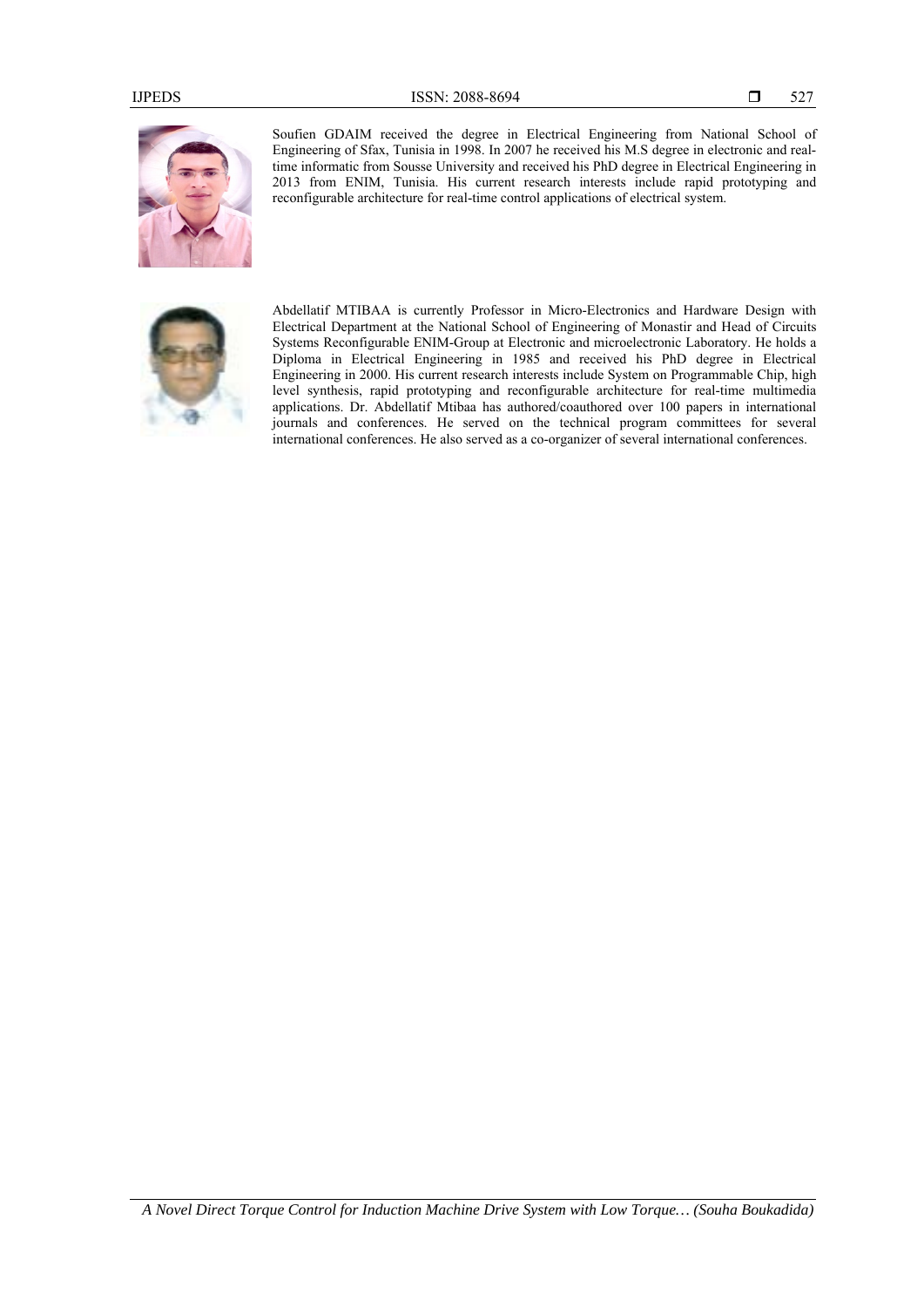Soufien GDAIM received the degree in Electrical Engineering from National School of Engineering of Sfax, Tunisia in 1998. In 2007 he received his M.S degree in electronic and real-time informatic from Sousse University and received his PhD degree in Electrical Engineering in 2013 from ENIM, Tunisia. His current research interests include rapid prototyping and reconfigurable architecture for real-time control applications of electrical system.

Abdellatif MTIBAA is currently Professor in Micro-Electronics and Hardware Design with Electrical Department at the National School of Engineering of Monastir and Head of Circuits Systems Reconfigurable ENIM-Group at Electronic and microelectronic Laboratory. He holds a Diploma in Electrical Engineering in 1985 and received his PhD degree in Electrical Engineering in 2000. His current research interests include System on Programmable Chip, high level synthesis, rapid prototyping and reconfigurable architecture for real-time multimedia applications. Dr. Abdellatif Mtibaa has authored/coauthored over 100 papers in international journals and conferences. He served on the technical program committees for several international conferences. He also served as a co-organizer of several international conferences.